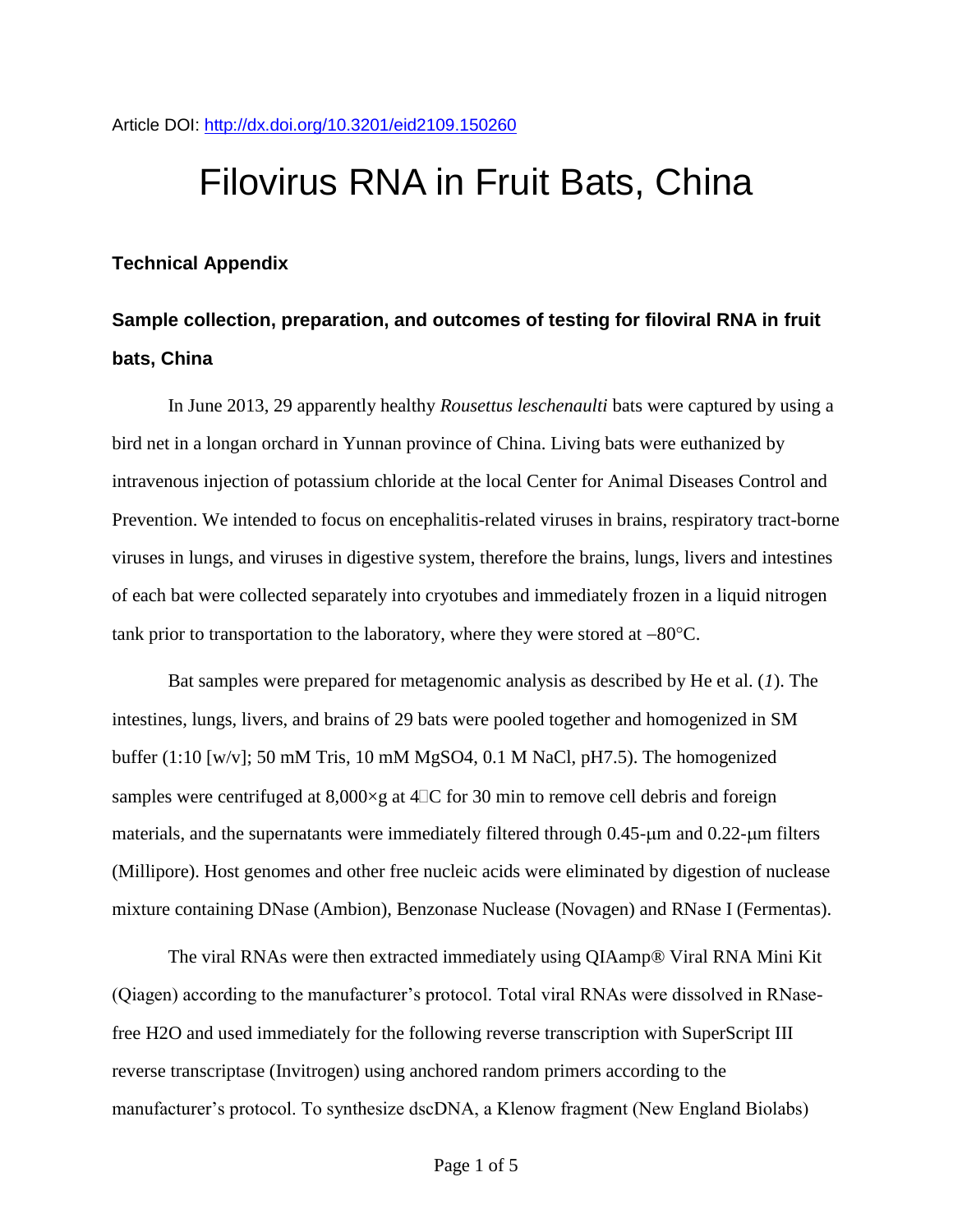Article DOI: http://dx.doi.org/10.3201/eid2109.150260

# Filovirus RNA in Fruit Bats, China

## Technical Appendix

### Sample collection, preparation, and outcomes of testing for filoviral RNA in fruit bats, China

In June 2013, 29 apparently healthy *Rousettus leschenaulti* bats were captured by using a bird net in a longan orchard in Yunnan province of China. Living bats were euthanized by intravenous injection of potassium chloride at the local Center for Animal Diseases Control and Prevention. We intended to focus on encephalitis-related viruses in brains, respiratory tract-borne viruses in lungs, and viruses in digestive system, therefore the brains, lungs, livers and intestines of each bat were collected separately into cryotubes and immediately frozen in a liquid nitrogen tank prior to transportation to the laboratory, where they were stored at –80°C.

Bat samples were prepared for metagenomic analysis as described by He et al. (*1*). The intestines, lungs, livers, and brains of 29 bats were pooled together and homogenized in SM buffer (1:10 [w/v]; 50 mM Tris, 10 mM $MgSO_4$, 0.1 M NaCl, pH7.5). The homogenized samples were centrifuged at 8,000×g at 4°C for 30 min to remove cell debris and foreign materials, and the supernatants were immediately filtered through 0.45-μm and 0.22-μm filters (Millipore). Host genomes and other free nucleic acids were eliminated by digestion of nuclease mixture containing DNase (Ambion), Benzonase Nuclease (Novagen) and RNase I (Fermentas).

The viral RNAs were then extracted immediately using QIAamp® Viral RNA Mini Kit (Qiagen) according to the manufacturer's protocol. Total viral RNAs were dissolved in RNase-free $H_2O$ and used immediately for the following reverse transcription with SuperScript III reverse transcriptase (Invitrogen) using anchored random primers according to the manufacturer's protocol. To synthesize dscDNA, a Klenow fragment (New England Biolabs)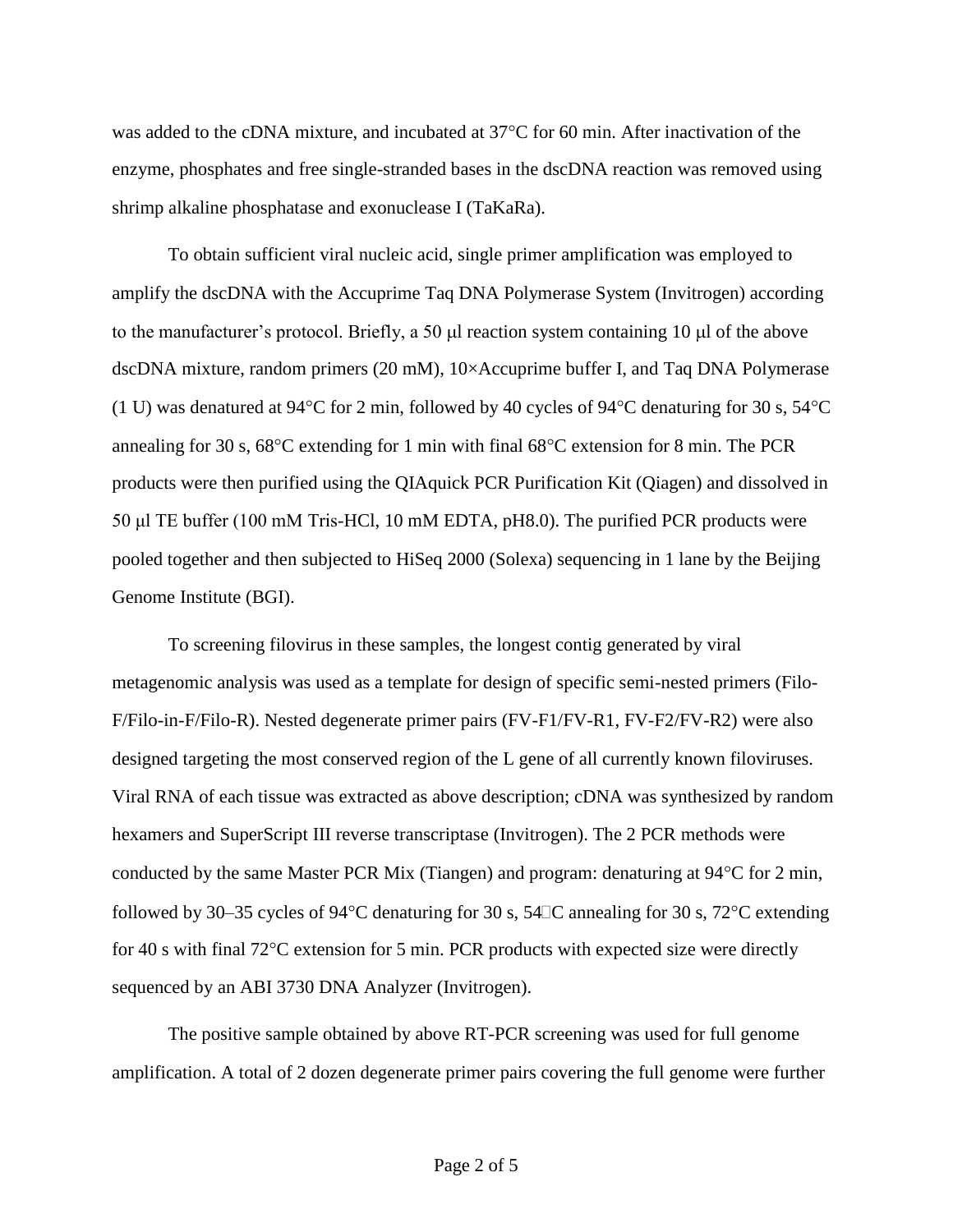was added to the cDNA mixture, and incubated at 37°C for 60 min. After inactivation of the enzyme, phosphates and free single-stranded bases in the dscDNA reaction was removed using shrimp alkaline phosphatase and exonuclease I (TaKaRa).

To obtain sufficient viral nucleic acid, single primer amplification was employed to amplify the dscDNA with the Accuprime Taq DNA Polymerase System (Invitrogen) according to the manufacturer's protocol. Briefly, a 50 μl reaction system containing 10 μl of the above dscDNA mixture, random primers (20 mM), 10×Accuprime buffer I, and Taq DNA Polymerase (1 U) was denatured at 94°C for 2 min, followed by 40 cycles of 94°C denaturing for 30 s, 54°C annealing for 30 s, 68°C extending for 1 min with final 68°C extension for 8 min. The PCR products were then purified using the QIAquick PCR Purification Kit (Qiagen) and dissolved in 50 μl TE buffer (100 mM Tris-HCl, 10 mM EDTA, pH8.0). The purified PCR products were pooled together and then subjected to HiSeq 2000 (Solexa) sequencing in 1 lane by the Beijing Genome Institute (BGI).

To screening filovirus in these samples, the longest contig generated by viral metagenomic analysis was used as a template for design of specific semi-nested primers (Filo-F/Filo-in-F/Filo-R). Nested degenerate primer pairs (FV-F1/FV-R1, FV-F2/FV-R2) were also designed targeting the most conserved region of the L gene of all currently known filoviruses. Viral RNA of each tissue was extracted as above description; cDNA was synthesized by random hexamers and SuperScript III reverse transcriptase (Invitrogen). The 2 PCR methods were conducted by the same Master PCR Mix (Tiangen) and program: denaturing at 94°C for 2 min, followed by 30–35 cycles of 94°C denaturing for 30 s, 54°C annealing for 30 s, 72°C extending for 40 s with final 72°C extension for 5 min. PCR products with expected size were directly sequenced by an ABI 3730 DNA Analyzer (Invitrogen).

The positive sample obtained by above RT-PCR screening was used for full genome amplification. A total of 2 dozen degenerate primer pairs covering the full genome were further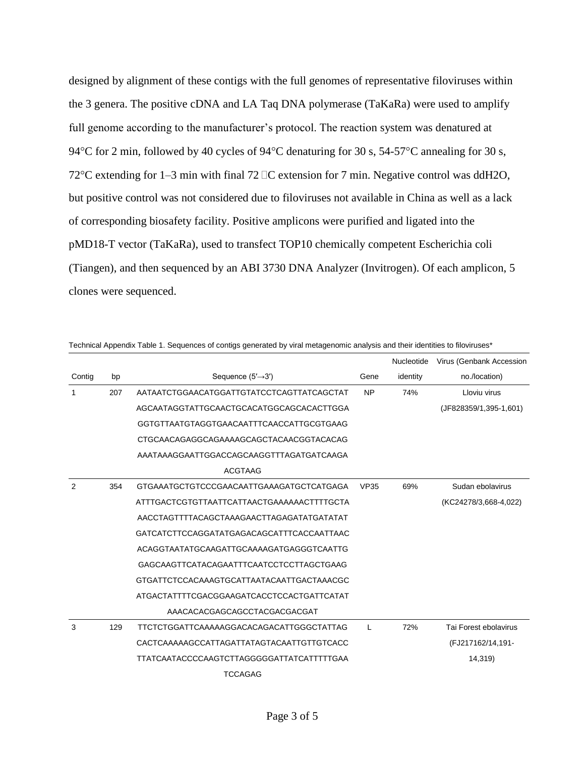designed by alignment of these contigs with the full genomes of representative filoviruses within the 3 genera. The positive cDNA and LA Taq DNA polymerase (TaKaRa) were used to amplify full genome according to the manufacturer's protocol. The reaction system was denatured at 94°C for 2 min, followed by 40 cycles of 94°C denaturing for 30 s, 54-57°C annealing for 30 s, 72°C extending for 1–3 min with final 72 °C extension for 7 min. Negative control was ddH2O, but positive control was not considered due to filoviruses not available in China as well as a lack of corresponding biosafety facility. Positive amplicons were purified and ligated into the pMD18-T vector (TaKaRa), used to transfect TOP10 chemically competent Escherichia coli (Tiangen), and then sequenced by an ABI 3730 DNA Analyzer (Invitrogen). Of each amplicon, 5 clones were sequenced.

Technical Appendix Table 1. Sequences of contigs generated by viral metagenomic analysis and their identities to filoviruses*

| Contig | bp | Sequence (5′→3′) | Gene | Nucleotide identity | Virus (Genbank Accession no./location) |
|---|---|---|---|---|---|
| 1 | 207 | AATAATCTGGAACATGGATTGTATCCTCAGTTATCAGCTAT AGCAATAGGTATTGCAACTGCACATGGCAGCACACTTGGA GGTGTTAATGTAGGTGAACAATTTCAACCATTGCGTGAAG CTGCAACAGAGGCAGAAAAGCAGCTACAACGGTACACAG AAATAAAGGAATTGGACCAGCAAGGTTTAGATGATCAAGA ACGTAAG | NP | 74% | Lloviu virus (JF828359/1,395-1,601) |
| 2 | 354 | GTGAAATGCTGTCCCGAACAATTGAAAGATGCTCATGAGA ATTTGACTCGTGTTAATTCATTAACTGAAAAAACTTTTGCTA AACCTAGTTTTACAGCTAAAGAACTTAGAGATATGATATAT GATCATCTTCCAGGATATGAGACAGCATTTCACCAATTAAC ACAGGTAATATGCAAGATTGCAAAAGATGAGGGTCAATTG GAGCAAGTTCATACAGAATTTCAATCCTCCTTAGCTGAAG GTGATTCTCCACAAAGTGCATTAATACAATTGACTAAACGC ATGACTATTTTCGACGGAAGATCACCTCCACTGATTCATAT AAACACACGAGCAGCCTACGACGACGAT | VP35 | 69% | Sudan ebolavirus (KC24278/3,668-4,022) |
| 3 | 129 | TTCTCTGGATTCAAAAAGGACACAGACATTGGGCTATTAG CACTCAAAAAGCCATTAGATTATAGTACAATTGTTGTCACC TTATCAATACCCCAAGTCTTAGGGGGATTATCATTTTTGAA TCCAGAG | L | 72% | Tai Forest ebolavirus (FJ217162/14,191-14,319) |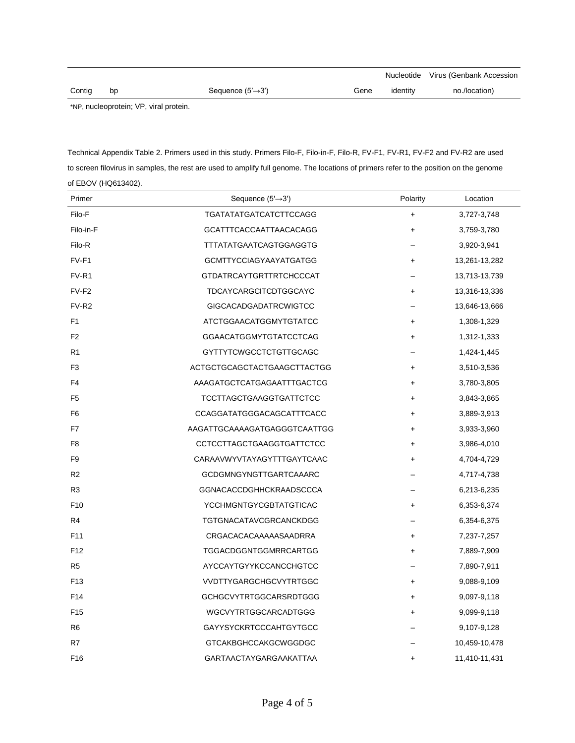| Contig | bp | Sequence (5′→3′) | Gene | Nucleotide identity | Virus (Genbank Accession no./location) |
|---|---|---|---|---|---|

*NP, nucleoprotein; VP, viral protein.

Technical Appendix Table 2. Primers used in this study. Primers Filo-F, Filo-in-F, Filo-R, FV-F1, FV-R1, FV-F2 and FV-R2 are used to screen filovirus in samples, the rest are used to amplify full genome. The locations of primers refer to the position on the genome of EBOV (HQ613402).

| Primer | Sequence (5′→3′) | Polarity | Location |
|---|---|---|---|
| Filo-F | TGATATATGATCATCTTCCAGG | + | 3,727-3,748 |
| Filo-in-F | GCATTTCACCAATTAACACAGG | + | 3,759-3,780 |
| Filo-R | TTTATATGAATCAGTGGAGGTG | – | 3,920-3,941 |
| FV-F1 | GCMTTYCCIAGYAAYATGATGG | + | 13,261-13,282 |
| FV-R1 | GTDATRCAYTGRTTRTCHCCCAT | – | 13,713-13,739 |
| FV-F2 | TDCAYCARGCITCDTGGCAYC | + | 13,316-13,336 |
| FV-R2 | GIGCACADGADATRCWIGTCC | – | 13,646-13,666 |
| F1 | ATCTGGAACATGGMYTGTATCC | + | 1,308-1,329 |
| F2 | GGAACATGGMYTGTATCCTCAG | + | 1,312-1,333 |
| R1 | GYTTYTCWGCCTCTGTTGCAGC | – | 1,424-1,445 |
| F3 | ACTGCTGCAGCTACTGAAGCTTACTGG | + | 3,510-3,536 |
| F4 | AAAGATGCTCATGAGAATTTGACTCG | + | 3,780-3,805 |
| F5 | TCCTTAGCTGAAGGTGATTCTCC | + | 3,843-3,865 |
| F6 | CCAGGATATGGGACAGCATTTCACC | + | 3,889-3,913 |
| F7 | AAGATTGCAAAAGATGAGGGTCAATTGG | + | 3,933-3,960 |
| F8 | CCTCCTTAGCTGAAGGTGATTCTCC | + | 3,986-4,010 |
| F9 | CARAAVWYVTAYAGYTTTGAYTCAAC | + | 4,704-4,729 |
| R2 | GCDGMNGYNGTTGARTCAAARC | – | 4,717-4,738 |
| R3 | GGNACACCDGHHCKRAADSCCCA | – | 6,213-6,235 |
| F10 | YCCHMGNTGYCGBTATGTICAC | + | 6,353-6,374 |
| R4 | TGTGNACATAVCGRCANCKDGG | – | 6,354-6,375 |
| F11 | CRGACACACAAAAASAADRRA | + | 7,237-7,257 |
| F12 | TGGACDGGNTGGMRRCARTGG | + | 7,889-7,909 |
| R5 | AYCCAYTGYYKCCANCCHGTCC | – | 7,890-7,911 |
| F13 | VVDTTYGARGCHGCVYTRTGGC | + | 9,088-9,109 |
| F14 | GCHGCVYTRTGGCARSRDTGGG | + | 9,097-9,118 |
| F15 | WGCVYTRTGGCARCADTGGG | + | 9,099-9,118 |
| R6 | GAYYSYCKRTCCCAHTGYTGCC | – | 9,107-9,128 |
| R7 | GTCAKBGHCCAKGCWGGDGC | – | 10,459-10,478 |
| F16 | GARTAACTAYGARGAAKATTAA | + | 11,410-11,431 |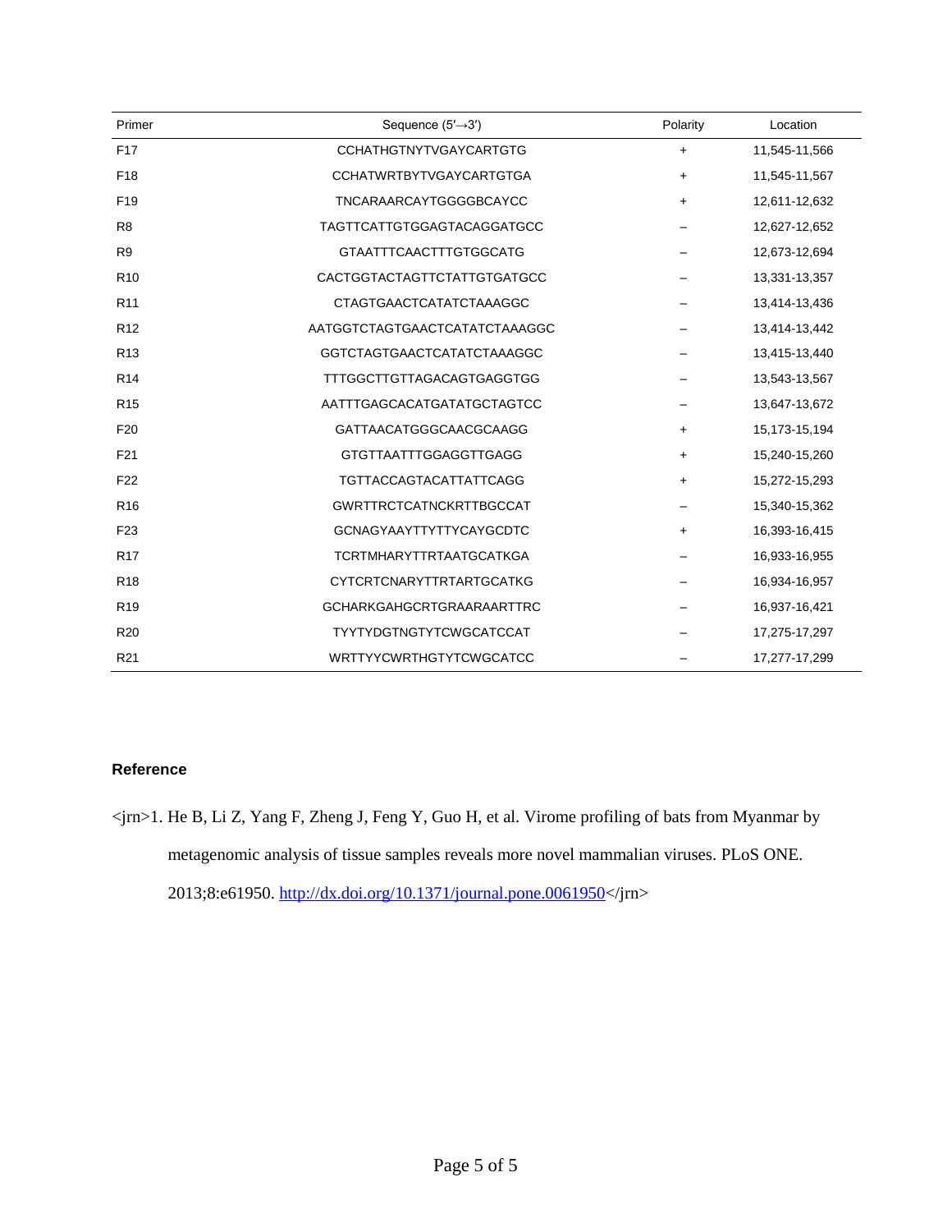| Primer | Sequence (5′→3′) | Polarity | Location |
|---|---|---|---|
| F17 | CCHATHGTNYTVGAYCARTGTG | + | 11,545-11,566 |
| F18 | CCHATWRTBYTVGAYCARTGTGA | + | 11,545-11,567 |
| F19 | TNCARAARCAYTGGGGBCAYCC | + | 12,611-12,632 |
| R8 | TAGTTCATTGTGGAGTACAGGATGCC | – | 12,627-12,652 |
| R9 | GTAATTTCAACTTTGTGGCATG | – | 12,673-12,694 |
| R10 | CACTGGTACTAGTTCTATTGTGATGCC | – | 13,331-13,357 |
| R11 | CTAGTGAACTCATATCTAAAGGC | – | 13,414-13,436 |
| R12 | AATGGTCTAGTGAACTCATATCTAAAGGC | – | 13,414-13,442 |
| R13 | GGTCTAGTGAACTCATATCTAAAGGC | – | 13,415-13,440 |
| R14 | TTTGGCTTGTTAGACAGTGAGGTGG | – | 13,543-13,567 |
| R15 | AATTTGAGCACATGATATGCTAGTCC | – | 13,647-13,672 |
| F20 | GATTAACATGGGCAACGCAAGG | + | 15,173-15,194 |
| F21 | GTGTTAATTTGGAGGTTGAGG | + | 15,240-15,260 |
| F22 | TGTTACCAGTACATTATTCAGG | + | 15,272-15,293 |
| R16 | GWRTTRCTCATNCKRTTBGCCAT | – | 15,340-15,362 |
| F23 | GCNAGYAAYTTYTTYCAYGCDTC | + | 16,393-16,415 |
| R17 | TCRTMHARYTTRTAATGCATKGA | – | 16,933-16,955 |
| R18 | CYTCRTCNARYTTRTARTGCATKG | – | 16,934-16,957 |
| R19 | GCHARKGAHGCRTGRAARAARTTRC | – | 16,937-16,421 |
| R20 | TYYTYDGTNGTYTCWGCATCCAT | – | 17,275-17,297 |
| R21 | WRTTYYCWRTHGTYTCWGCATCC | – | 17,277-17,299 |

### Reference

<jrn>1. He B, Li Z, Yang F, Zheng J, Feng Y, Guo H, et al. Virome profiling of bats from Myanmar by metagenomic analysis of tissue samples reveals more novel mammalian viruses. PLoS ONE. 2013;8:e61950. http://dx.doi.org/10.1371/journal.pone.0061950</jrn>